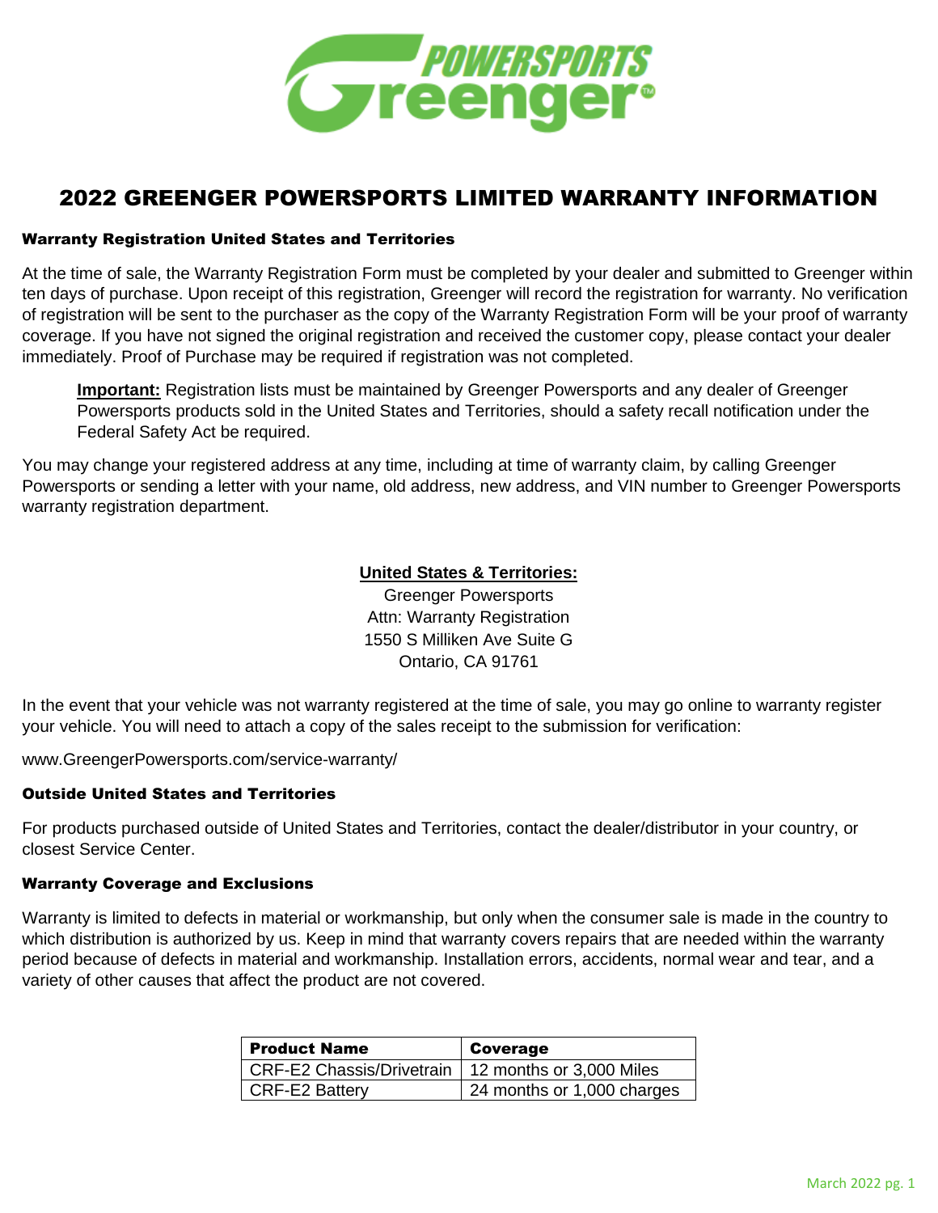# 2022 GREENGER POWERSPORTS LIMITED WARRANTY INFORMATION

### Warranty Registration United States and Territories

At the time of sale, the Warranty Registration Form must be completed by your dealer and submitted to Greenger within ten days of purchase. Upon receipt of this registration, Greenger will record the registration for warranty. No verification of registration will be sent to the purchaser as the copy of the Warranty Registration Form will be your proof of warranty coverage. If you have not signed the original registration and received the customer copy, please contact your dealer immediately. Proof of Purchase may be required if registration was not completed.

> **Important:** Registration lists must be maintained by Greenger Powersports and any dealer of Greenger Powersports products sold in the United States and Territories, should a safety recall notification under the Federal Safety Act be required.

You may change your registered address at any time, including at time of warranty claim, by calling Greenger Powersports or sending a letter with your name, old address, new address, and VIN number to Greenger Powersports warranty registration department.

**United States & Territories:**
Greenger Powersports
Attn: Warranty Registration
1550 S Milliken Ave Suite G
Ontario, CA 91761

In the event that your vehicle was not warranty registered at the time of sale, you may go online to warranty register your vehicle. You will need to attach a copy of the sales receipt to the submission for verification:

www.GreengerPowersports.com/service-warranty/

### Outside United States and Territories

For products purchased outside of United States and Territories, contact the dealer/distributor in your country, or closest Service Center.

### Warranty Coverage and Exclusions

Warranty is limited to defects in material or workmanship, but only when the consumer sale is made in the country to which distribution is authorized by us. Keep in mind that warranty covers repairs that are needed within the warranty period because of defects in material and workmanship. Installation errors, accidents, normal wear and tear, and a variety of other causes that affect the product are not covered.

| Product Name | Coverage |
|---|---|
| CRF-E2 Chassis/Drivetrain | 12 months or 3,000 Miles |
| CRF-E2 Battery | 24 months or 1,000 charges |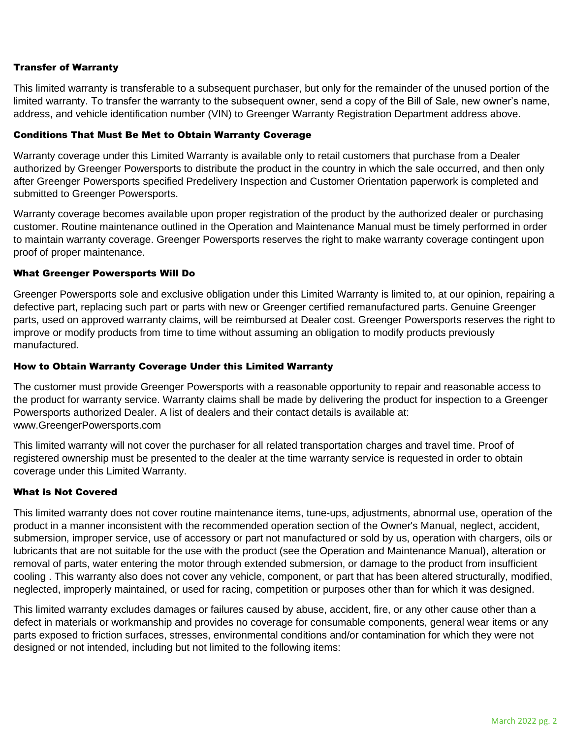### Transfer of Warranty

This limited warranty is transferable to a subsequent purchaser, but only for the remainder of the unused portion of the limited warranty. To transfer the warranty to the subsequent owner, send a copy of the Bill of Sale, new owner's name, address, and vehicle identification number (VIN) to Greenger Warranty Registration Department address above.

### Conditions That Must Be Met to Obtain Warranty Coverage

Warranty coverage under this Limited Warranty is available only to retail customers that purchase from a Dealer authorized by Greenger Powersports to distribute the product in the country in which the sale occurred, and then only after Greenger Powersports specified Predelivery Inspection and Customer Orientation paperwork is completed and submitted to Greenger Powersports.

Warranty coverage becomes available upon proper registration of the product by the authorized dealer or purchasing customer. Routine maintenance outlined in the Operation and Maintenance Manual must be timely performed in order to maintain warranty coverage. Greenger Powersports reserves the right to make warranty coverage contingent upon proof of proper maintenance.

### What Greenger Powersports Will Do

Greenger Powersports sole and exclusive obligation under this Limited Warranty is limited to, at our opinion, repairing a defective part, replacing such part or parts with new or Greenger certified remanufactured parts. Genuine Greenger parts, used on approved warranty claims, will be reimbursed at Dealer cost. Greenger Powersports reserves the right to improve or modify products from time to time without assuming an obligation to modify products previously manufactured.

### How to Obtain Warranty Coverage Under this Limited Warranty

The customer must provide Greenger Powersports with a reasonable opportunity to repair and reasonable access to the product for warranty service. Warranty claims shall be made by delivering the product for inspection to a Greenger Powersports authorized Dealer. A list of dealers and their contact details is available at: www.GreengerPowersports.com

This limited warranty will not cover the purchaser for all related transportation charges and travel time. Proof of registered ownership must be presented to the dealer at the time warranty service is requested in order to obtain coverage under this Limited Warranty.

### What is Not Covered

This limited warranty does not cover routine maintenance items, tune-ups, adjustments, abnormal use, operation of the product in a manner inconsistent with the recommended operation section of the Owner's Manual, neglect, accident, submersion, improper service, use of accessory or part not manufactured or sold by us, operation with chargers, oils or lubricants that are not suitable for the use with the product (see the Operation and Maintenance Manual), alteration or removal of parts, water entering the motor through extended submersion, or damage to the product from insufficient cooling . This warranty also does not cover any vehicle, component, or part that has been altered structurally, modified, neglected, improperly maintained, or used for racing, competition or purposes other than for which it was designed.

This limited warranty excludes damages or failures caused by abuse, accident, fire, or any other cause other than a defect in materials or workmanship and provides no coverage for consumable components, general wear items or any parts exposed to friction surfaces, stresses, environmental conditions and/or contamination for which they were not designed or not intended, including but not limited to the following items: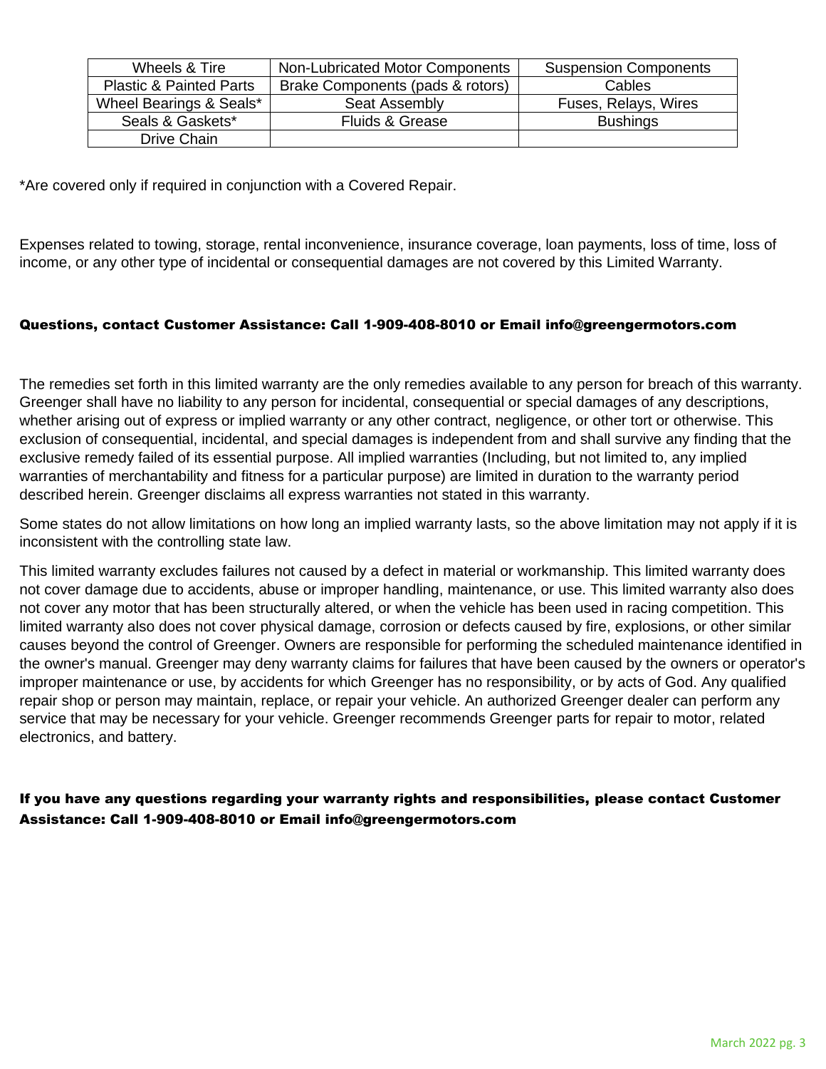| Wheels & Tire | Non-Lubricated Motor Components | Suspension Components |
|---|---|---|
| Plastic & Painted Parts | Brake Components (pads & rotors) | Cables |
| Wheel Bearings & Seals* | Seat Assembly | Fuses, Relays, Wires |
| Seals & Gaskets* | Fluids & Grease | Bushings |
| Drive Chain | | |

*Are covered only if required in conjunction with a Covered Repair.

Expenses related to towing, storage, rental inconvenience, insurance coverage, loan payments, loss of time, loss of income, or any other type of incidental or consequential damages are not covered by this Limited Warranty.

**Questions, contact Customer Assistance: Call 1-909-408-8010 or Email info@greengermotors.com**

The remedies set forth in this limited warranty are the only remedies available to any person for breach of this warranty. Greenger shall have no liability to any person for incidental, consequential or special damages of any descriptions, whether arising out of express or implied warranty or any other contract, negligence, or other tort or otherwise. This exclusion of consequential, incidental, and special damages is independent from and shall survive any finding that the exclusive remedy failed of its essential purpose. All implied warranties (Including, but not limited to, any implied warranties of merchantability and fitness for a particular purpose) are limited in duration to the warranty period described herein. Greenger disclaims all express warranties not stated in this warranty.

Some states do not allow limitations on how long an implied warranty lasts, so the above limitation may not apply if it is inconsistent with the controlling state law.

This limited warranty excludes failures not caused by a defect in material or workmanship. This limited warranty does not cover damage due to accidents, abuse or improper handling, maintenance, or use. This limited warranty also does not cover any motor that has been structurally altered, or when the vehicle has been used in racing competition. This limited warranty also does not cover physical damage, corrosion or defects caused by fire, explosions, or other similar causes beyond the control of Greenger. Owners are responsible for performing the scheduled maintenance identified in the owner's manual. Greenger may deny warranty claims for failures that have been caused by the owners or operator's improper maintenance or use, by accidents for which Greenger has no responsibility, or by acts of God. Any qualified repair shop or person may maintain, replace, or repair your vehicle. An authorized Greenger dealer can perform any service that may be necessary for your vehicle. Greenger recommends Greenger parts for repair to motor, related electronics, and battery.

**If you have any questions regarding your warranty rights and responsibilities, please contact Customer Assistance: Call 1-909-408-8010 or Email info@greengermotors.com**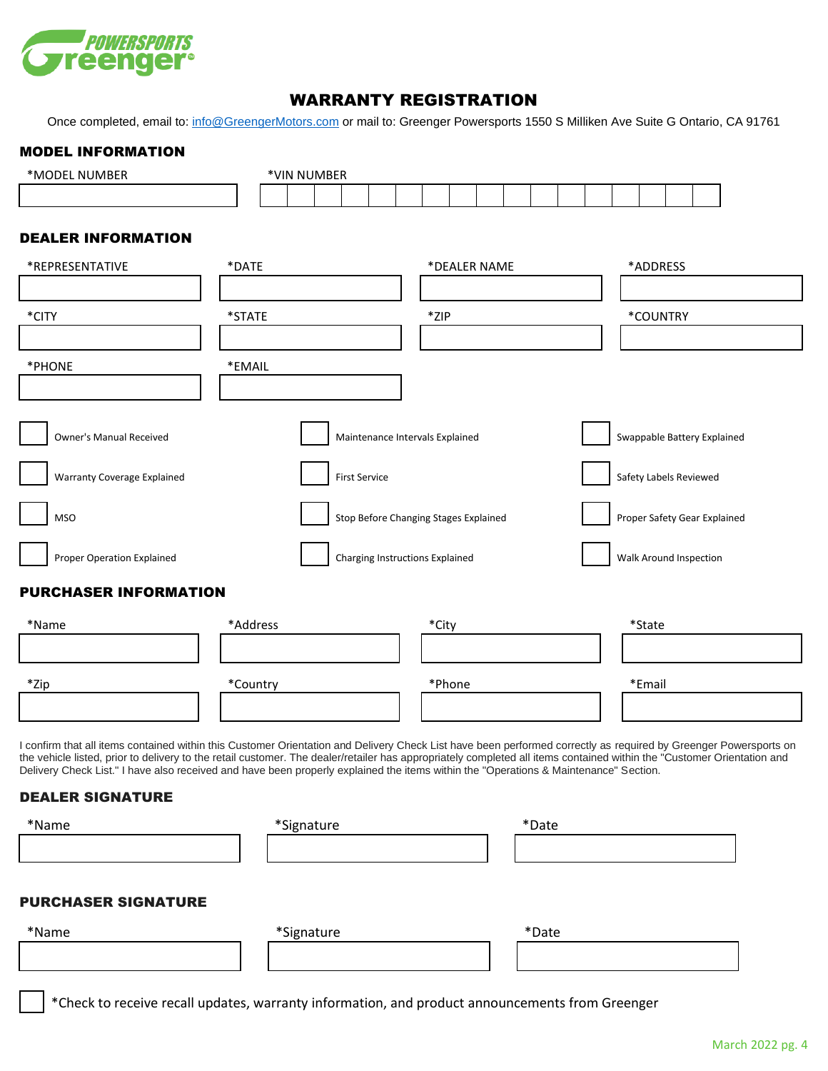# WARRANTY REGISTRATION

Once completed, email to: info@GreengerMotors.com or mail to: Greenger Powersports 1550 S Milliken Ave Suite G Ontario, CA 91761

## MODEL INFORMATION

*MODEL NUMBER

*VIN NUMBER

## DEALER INFORMATION

*REPRESENTATIVE

*DATE

*DEALER NAME

*ADDRESS

*CITY

*STATE

*ZIP

*COUNTRY

*PHONE

*EMAIL

- ☐ Owner's Manual Received
- ☐ Maintenance Intervals Explained
- ☐ Swappable Battery Explained
- ☐ Warranty Coverage Explained
- ☐ First Service
- ☐ Safety Labels Reviewed
- ☐ MSO
- ☐ Stop Before Changing Stages Explained
- ☐ Proper Safety Gear Explained
- ☐ Proper Operation Explained
- ☐ Charging Instructions Explained
- ☐ Walk Around Inspection

## PURCHASER INFORMATION

*Name

*Address

*City

*State

*Zip

*Country

*Phone

*Email

I confirm that all items contained within this Customer Orientation and Delivery Check List have been performed correctly as required by Greenger Powersports on the vehicle listed, prior to delivery to the retail customer. The dealer/retailer has appropriately completed all items contained within the "Customer Orientation and Delivery Check List." I have also received and have been properly explained the items within the "Operations & Maintenance" Section.

## DEALER SIGNATURE

*Name

*Signature

*Date

## PURCHASER SIGNATURE

*Name

*Signature

*Date

☐ *Check to receive recall updates, warranty information, and product announcements from Greenger